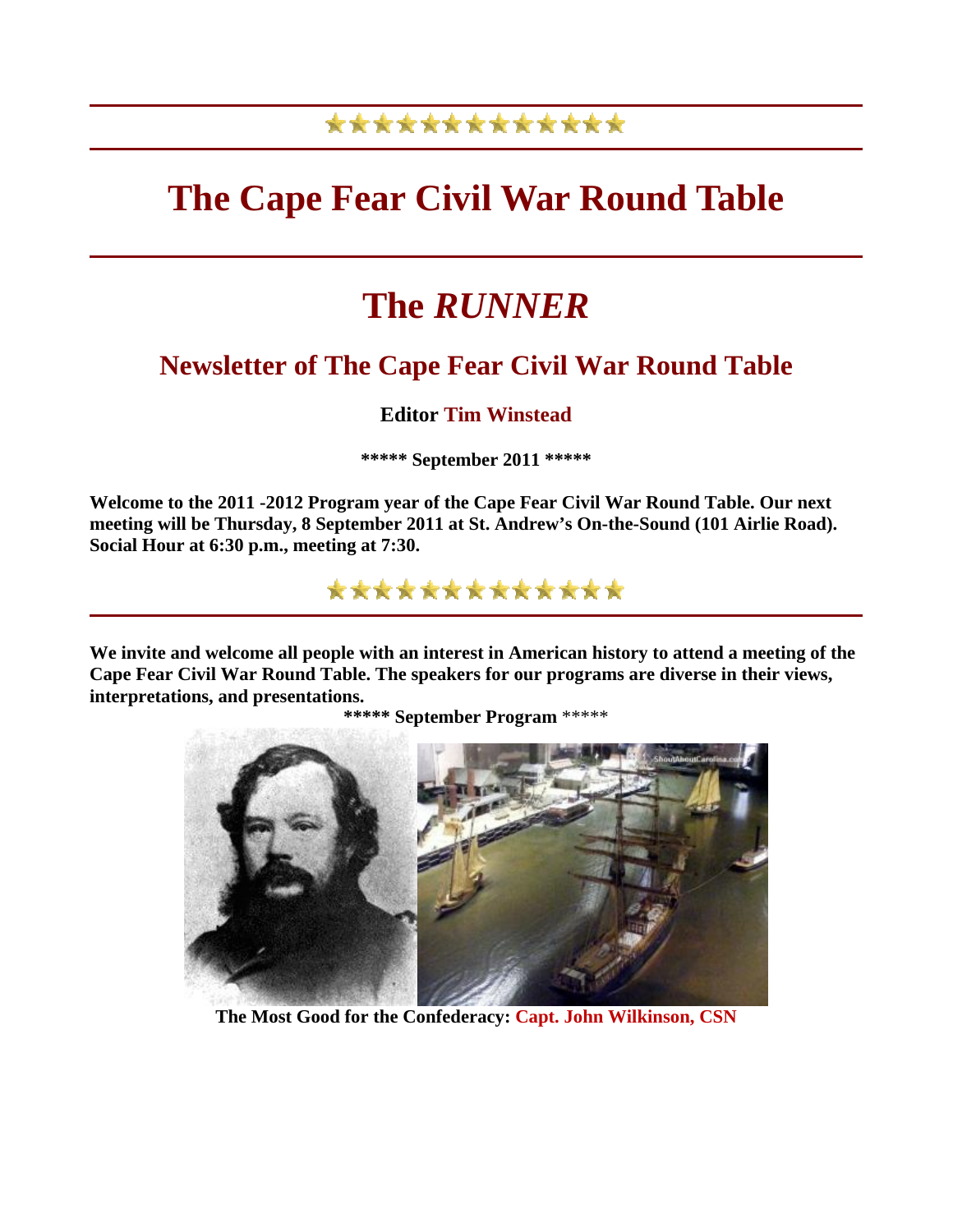★★★★★★★★★★★★★★

# The Cape Fear Civil War Round Table

# The *RUNNER*

## Newsletter of The Cape Fear Civil War Round Table

**Editor Tim Winstead**

**\*\*\*\*\* September 2011 \*\*\*\*\***

**Welcome to the 2011 -2012 Program year of the Cape Fear Civil War Round Table. Our next meeting will be Thursday, 8 September 2011 at St. Andrew's On-the-Sound (101 Airlie Road). Social Hour at 6:30 p.m., meeting at 7:30.**

★★★★★★★★★★★★★★

**We invite and welcome all people with an interest in American history to attend a meeting of the Cape Fear Civil War Round Table. The speakers for our programs are diverse in their views, interpretations, and presentations.**

**\*\*\*\*\* September Program** \*\*\*\*\*

**The Most Good for the Confederacy: Capt. John Wilkinson, CSN**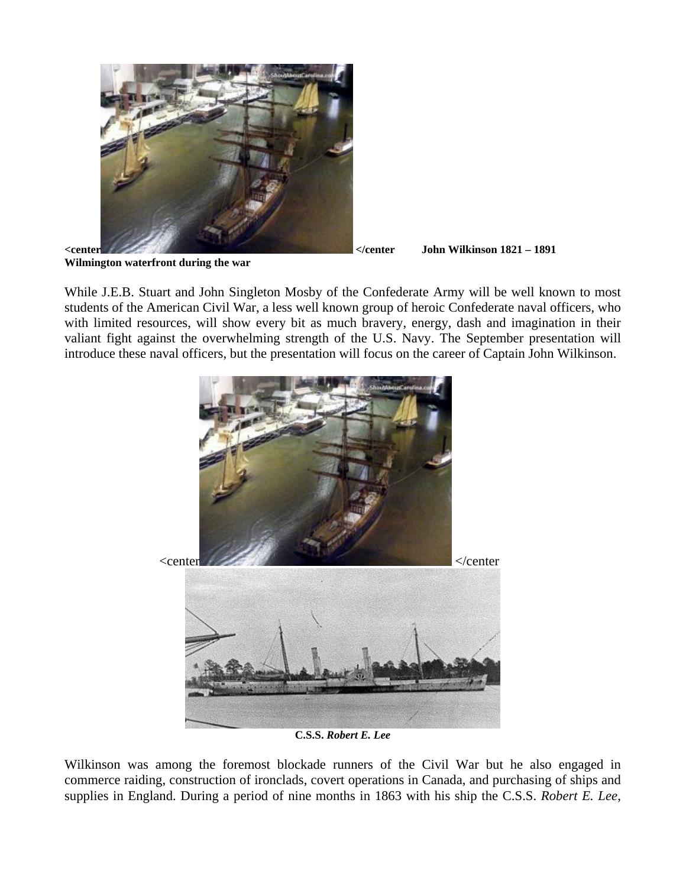**<center** **</center** **John Wilkinson 1821 – 1891**
**Wilmington waterfront during the war**

While J.E.B. Stuart and John Singleton Mosby of the Confederate Army will be well known to most students of the American Civil War, a less well known group of heroic Confederate naval officers, who with limited resources, will show every bit as much bravery, energy, dash and imagination in their valiant fight against the overwhelming strength of the U.S. Navy. The September presentation will introduce these naval officers, but the presentation will focus on the career of Captain John Wilkinson.

<center </center

**C.S.S. *Robert E. Lee***

Wilkinson was among the foremost blockade runners of the Civil War but he also engaged in commerce raiding, construction of ironclads, covert operations in Canada, and purchasing of ships and supplies in England. During a period of nine months in 1863 with his ship the C.S.S. *Robert E. Lee*,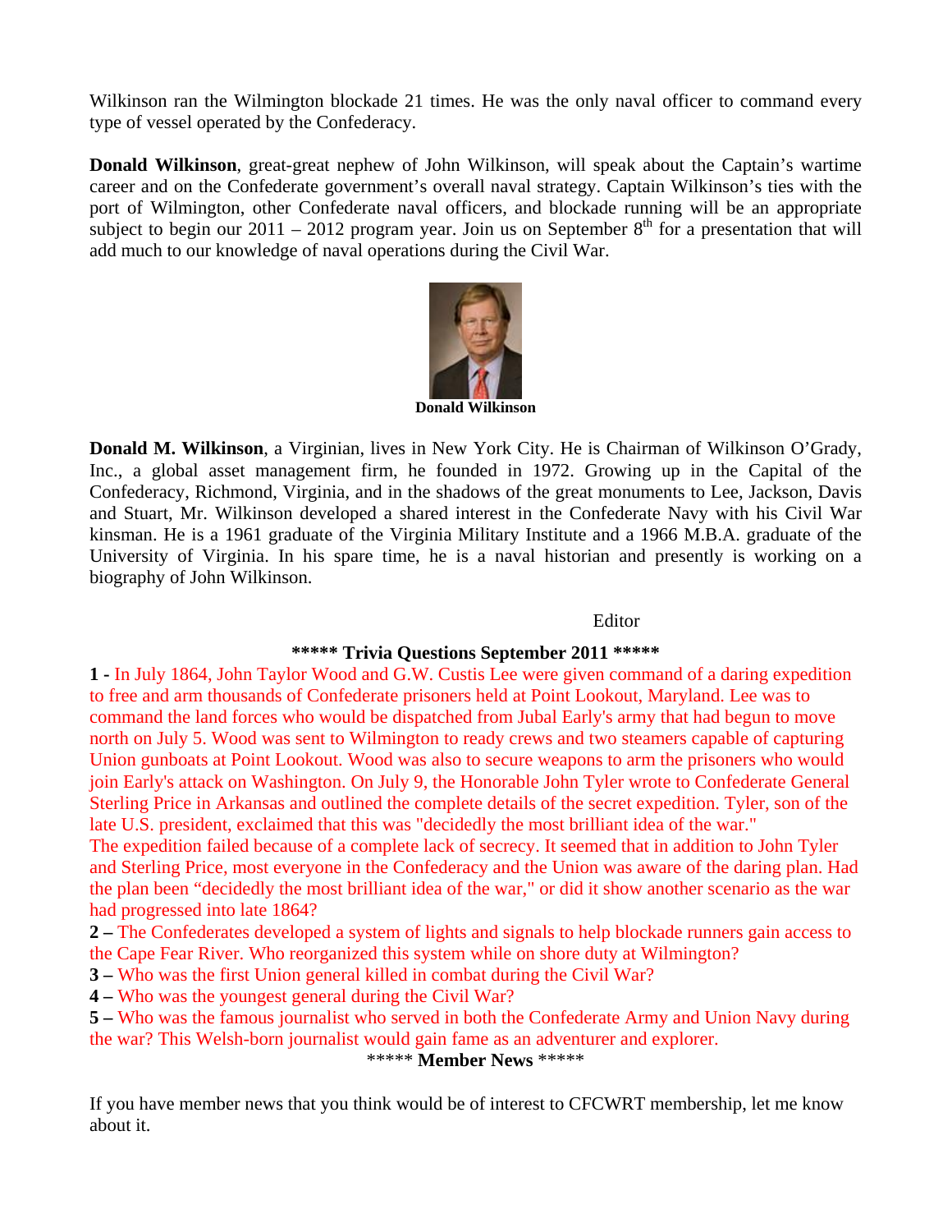Wilkinson ran the Wilmington blockade 21 times. He was the only naval officer to command every type of vessel operated by the Confederacy.

**Donald Wilkinson**, great-great nephew of John Wilkinson, will speak about the Captain's wartime career and on the Confederate government's overall naval strategy. Captain Wilkinson's ties with the port of Wilmington, other Confederate naval officers, and blockade running will be an appropriate subject to begin our 2011 – 2012 program year. Join us on September 8th for a presentation that will add much to our knowledge of naval operations during the Civil War.

**Donald Wilkinson**

**Donald M. Wilkinson**, a Virginian, lives in New York City. He is Chairman of Wilkinson O'Grady, Inc., a global asset management firm, he founded in 1972. Growing up in the Capital of the Confederacy, Richmond, Virginia, and in the shadows of the great monuments to Lee, Jackson, Davis and Stuart, Mr. Wilkinson developed a shared interest in the Confederate Navy with his Civil War kinsman. He is a 1961 graduate of the Virginia Military Institute and a 1966 M.B.A. graduate of the University of Virginia. In his spare time, he is a naval historian and presently is working on a biography of John Wilkinson.

Editor

## ***** Trivia Questions September 2011 *****

**1 -** In July 1864, John Taylor Wood and G.W. Custis Lee were given command of a daring expedition to free and arm thousands of Confederate prisoners held at Point Lookout, Maryland. Lee was to command the land forces who would be dispatched from Jubal Early's army that had begun to move north on July 5. Wood was sent to Wilmington to ready crews and two steamers capable of capturing Union gunboats at Point Lookout. Wood was also to secure weapons to arm the prisoners who would join Early's attack on Washington. On July 9, the Honorable John Tyler wrote to Confederate General Sterling Price in Arkansas and outlined the complete details of the secret expedition. Tyler, son of the late U.S. president, exclaimed that this was "decidedly the most brilliant idea of the war."
The expedition failed because of a complete lack of secrecy. It seemed that in addition to John Tyler and Sterling Price, most everyone in the Confederacy and the Union was aware of the daring plan. Had the plan been "decidedly the most brilliant idea of the war," or did it show another scenario as the war had progressed into late 1864?

**2 –** The Confederates developed a system of lights and signals to help blockade runners gain access to the Cape Fear River. Who reorganized this system while on shore duty at Wilmington?

**3 –** Who was the first Union general killed in combat during the Civil War?

**4 –** Who was the youngest general during the Civil War?

**5 –** Who was the famous journalist who served in both the Confederate Army and Union Navy during the war? This Welsh-born journalist would gain fame as an adventurer and explorer.

## ***** Member News *****

If you have member news that you think would be of interest to CFCWRT membership, let me know about it.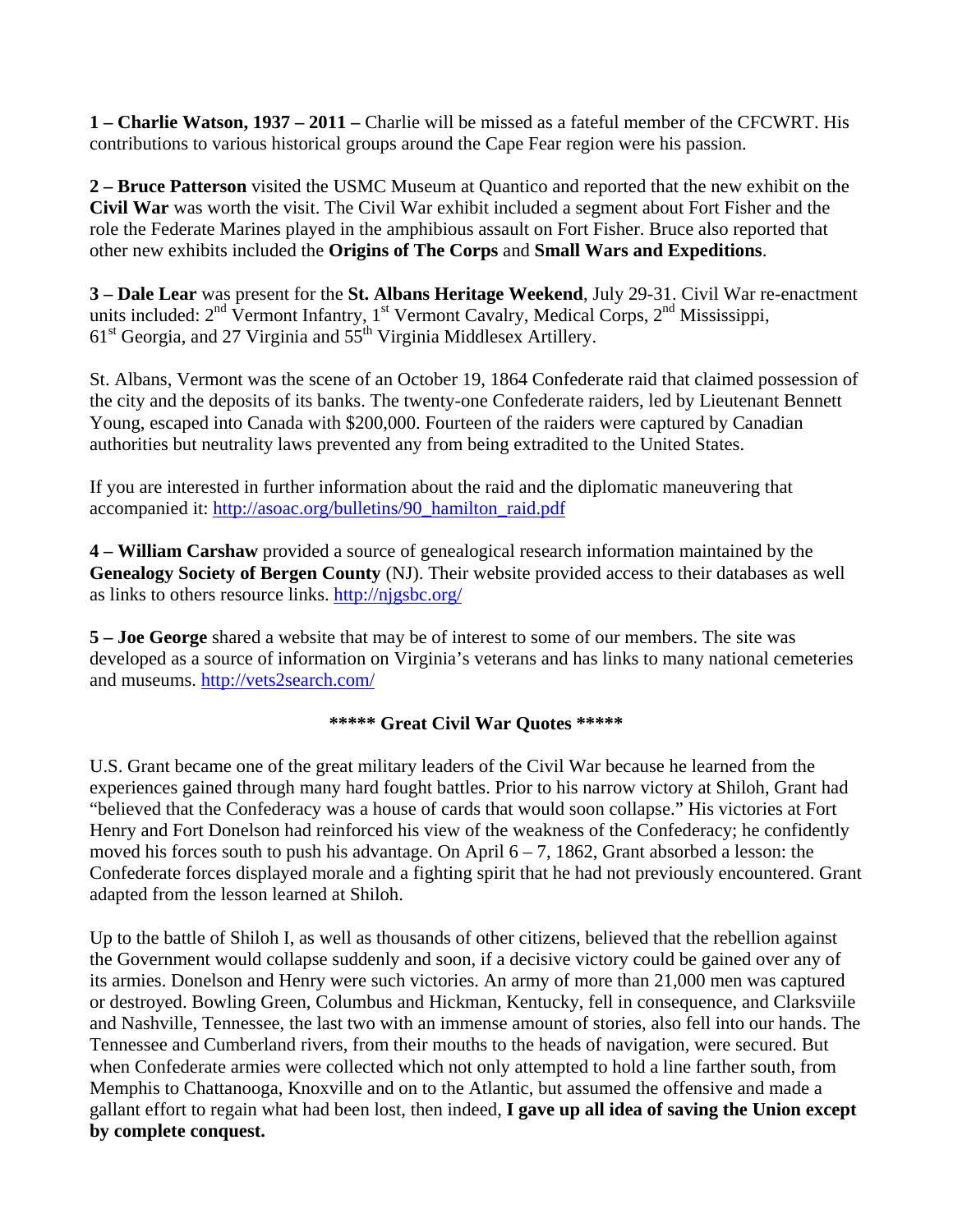**1 – Charlie Watson, 1937 – 2011 –** Charlie will be missed as a fateful member of the CFCWRT. His contributions to various historical groups around the Cape Fear region were his passion.

**2 – Bruce Patterson** visited the USMC Museum at Quantico and reported that the new exhibit on the **Civil War** was worth the visit. The Civil War exhibit included a segment about Fort Fisher and the role the Federate Marines played in the amphibious assault on Fort Fisher. Bruce also reported that other new exhibits included the **Origins of The Corps** and **Small Wars and Expeditions**.

**3 – Dale Lear** was present for the **St. Albans Heritage Weekend**, July 29-31. Civil War re-enactment units included: 2nd Vermont Infantry, 1st Vermont Cavalry, Medical Corps, 2nd Mississippi, 61st Georgia, and 27 Virginia and 55th Virginia Middlesex Artillery.

St. Albans, Vermont was the scene of an October 19, 1864 Confederate raid that claimed possession of the city and the deposits of its banks. The twenty-one Confederate raiders, led by Lieutenant Bennett Young, escaped into Canada with $200,000. Fourteen of the raiders were captured by Canadian authorities but neutrality laws prevented any from being extradited to the United States.

If you are interested in further information about the raid and the diplomatic maneuvering that accompanied it: http://asoac.org/bulletins/90_hamilton_raid.pdf

**4 – William Carshaw** provided a source of genealogical research information maintained by the **Genealogy Society of Bergen County** (NJ). Their website provided access to their databases as well as links to others resource links. http://njgsbc.org/

**5 – Joe George** shared a website that may be of interest to some of our members. The site was developed as a source of information on Virginia's veterans and has links to many national cemeteries and museums. http://vets2search.com/

**\*\*\*\*\* Great Civil War Quotes \*\*\*\*\***

U.S. Grant became one of the great military leaders of the Civil War because he learned from the experiences gained through many hard fought battles. Prior to his narrow victory at Shiloh, Grant had "believed that the Confederacy was a house of cards that would soon collapse." His victories at Fort Henry and Fort Donelson had reinforced his view of the weakness of the Confederacy; he confidently moved his forces south to push his advantage. On April 6 – 7, 1862, Grant absorbed a lesson: the Confederate forces displayed morale and a fighting spirit that he had not previously encountered. Grant adapted from the lesson learned at Shiloh.

Up to the battle of Shiloh I, as well as thousands of other citizens, believed that the rebellion against the Government would collapse suddenly and soon, if a decisive victory could be gained over any of its armies. Donelson and Henry were such victories. An army of more than 21,000 men was captured or destroyed. Bowling Green, Columbus and Hickman, Kentucky, fell in consequence, and Clarksviile and Nashville, Tennessee, the last two with an immense amount of stories, also fell into our hands. The Tennessee and Cumberland rivers, from their mouths to the heads of navigation, were secured. But when Confederate armies were collected which not only attempted to hold a line farther south, from Memphis to Chattanooga, Knoxville and on to the Atlantic, but assumed the offensive and made a gallant effort to regain what had been lost, then indeed, **I gave up all idea of saving the Union except by complete conquest.**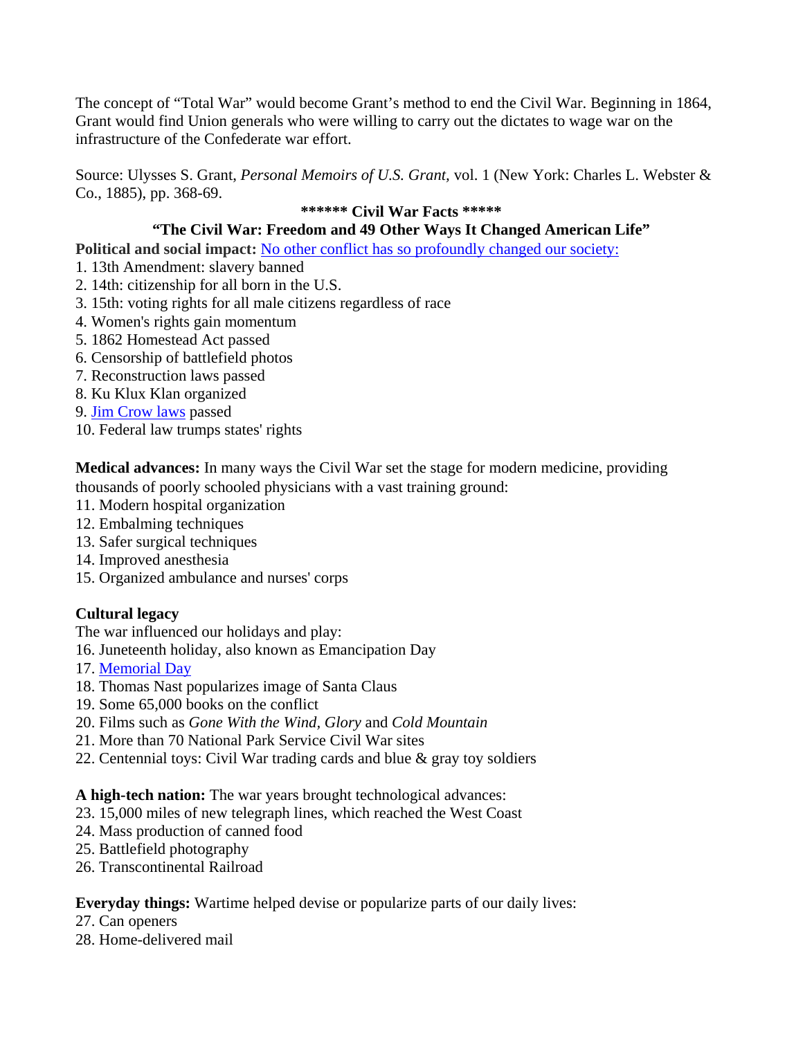The concept of "Total War" would become Grant's method to end the Civil War. Beginning in 1864, Grant would find Union generals who were willing to carry out the dictates to wage war on the infrastructure of the Confederate war effort.

Source: Ulysses S. Grant, *Personal Memoirs of U.S. Grant*, vol. 1 (New York: Charles L. Webster & Co., 1885), pp. 368-69.

**\*\*\*\*\*\* Civil War Facts \*\*\*\*\***

**"The Civil War: Freedom and 49 Other Ways It Changed American Life"**

**Political and social impact:** No other conflict has so profoundly changed our society:

1. 13th Amendment: slavery banned
2. 14th: citizenship for all born in the U.S.
3. 15th: voting rights for all male citizens regardless of race
4. Women's rights gain momentum
5. 1862 Homestead Act passed
6. Censorship of battlefield photos
7. Reconstruction laws passed
8. Ku Klux Klan organized
9. Jim Crow laws passed
10. Federal law trumps states' rights

**Medical advances:** In many ways the Civil War set the stage for modern medicine, providing thousands of poorly schooled physicians with a vast training ground:

11. Modern hospital organization
12. Embalming techniques
13. Safer surgical techniques
14. Improved anesthesia
15. Organized ambulance and nurses' corps

**Cultural legacy**

The war influenced our holidays and play:

16. Juneteenth holiday, also known as Emancipation Day
17. Memorial Day
18. Thomas Nast popularizes image of Santa Claus
19. Some 65,000 books on the conflict
20. Films such as *Gone With the Wind*, *Glory* and *Cold Mountain*
21. More than 70 National Park Service Civil War sites
22. Centennial toys: Civil War trading cards and blue & gray toy soldiers

**A high-tech nation:** The war years brought technological advances:

23. 15,000 miles of new telegraph lines, which reached the West Coast
24. Mass production of canned food
25. Battlefield photography
26. Transcontinental Railroad

**Everyday things:** Wartime helped devise or popularize parts of our daily lives:

27. Can openers
28. Home-delivered mail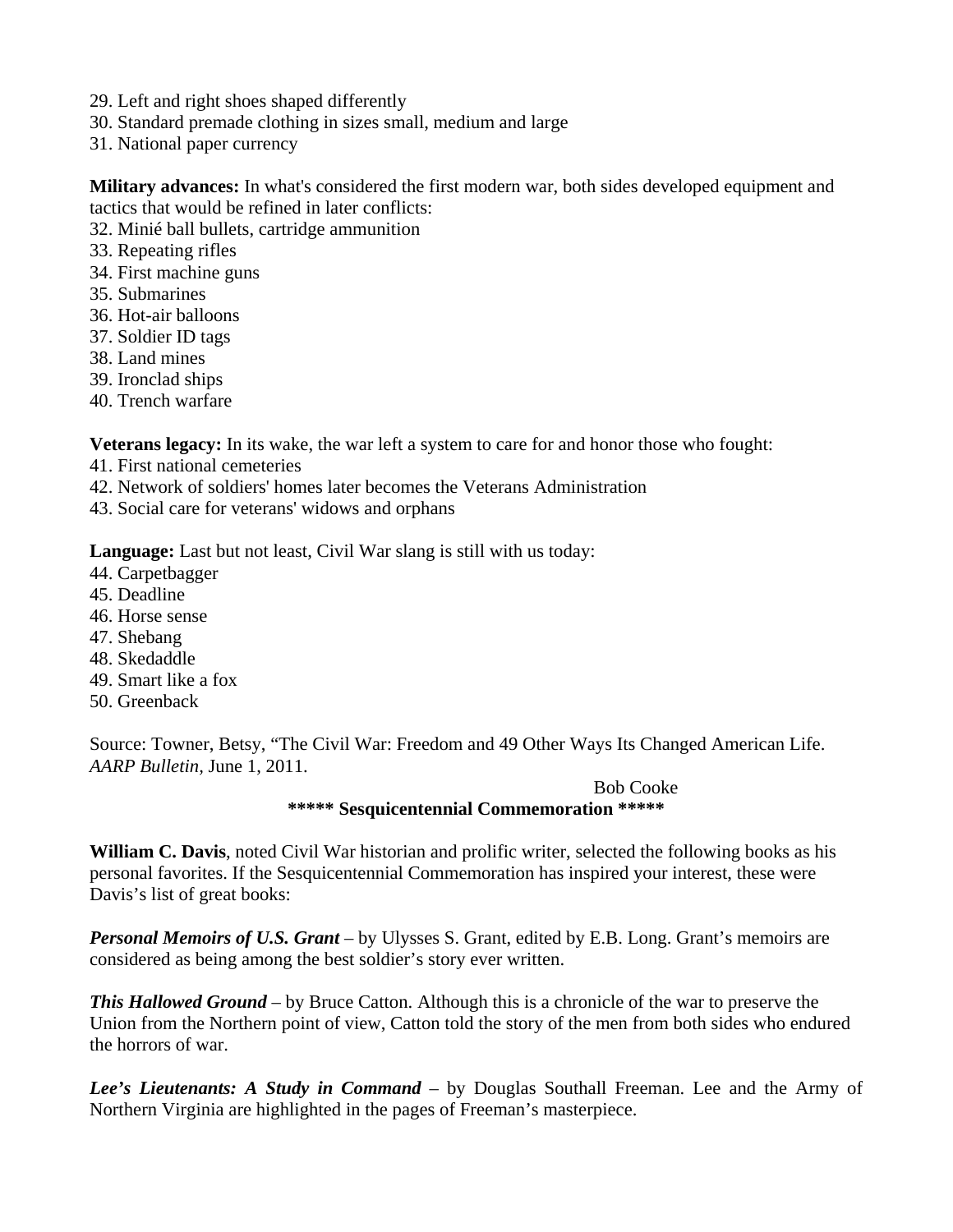29. Left and right shoes shaped differently
30. Standard premade clothing in sizes small, medium and large
31. National paper currency

**Military advances:** In what's considered the first modern war, both sides developed equipment and tactics that would be refined in later conflicts:
32. Minié ball bullets, cartridge ammunition
33. Repeating rifles
34. First machine guns
35. Submarines
36. Hot-air balloons
37. Soldier ID tags
38. Land mines
39. Ironclad ships
40. Trench warfare

**Veterans legacy:** In its wake, the war left a system to care for and honor those who fought:
41. First national cemeteries
42. Network of soldiers' homes later becomes the Veterans Administration
43. Social care for veterans' widows and orphans

**Language:** Last but not least, Civil War slang is still with us today:
44. Carpetbagger
45. Deadline
46. Horse sense
47. Shebang
48. Skedaddle
49. Smart like a fox
50. Greenback

Source: Towner, Betsy, "The Civil War: Freedom and 49 Other Ways Its Changed American Life. *AARP Bulletin*, June 1, 2011.

Bob Cooke

**\*\*\*\*\* Sesquicentennial Commemoration \*\*\*\*\***

**William C. Davis**, noted Civil War historian and prolific writer, selected the following books as his personal favorites. If the Sesquicentennial Commemoration has inspired your interest, these were Davis's list of great books:

***Personal Memoirs of U.S. Grant*** – by Ulysses S. Grant, edited by E.B. Long. Grant's memoirs are considered as being among the best soldier's story ever written.

***This Hallowed Ground*** – by Bruce Catton. Although this is a chronicle of the war to preserve the Union from the Northern point of view, Catton told the story of the men from both sides who endured the horrors of war.

***Lee's Lieutenants: A Study in Command*** – by Douglas Southall Freeman. Lee and the Army of Northern Virginia are highlighted in the pages of Freeman's masterpiece.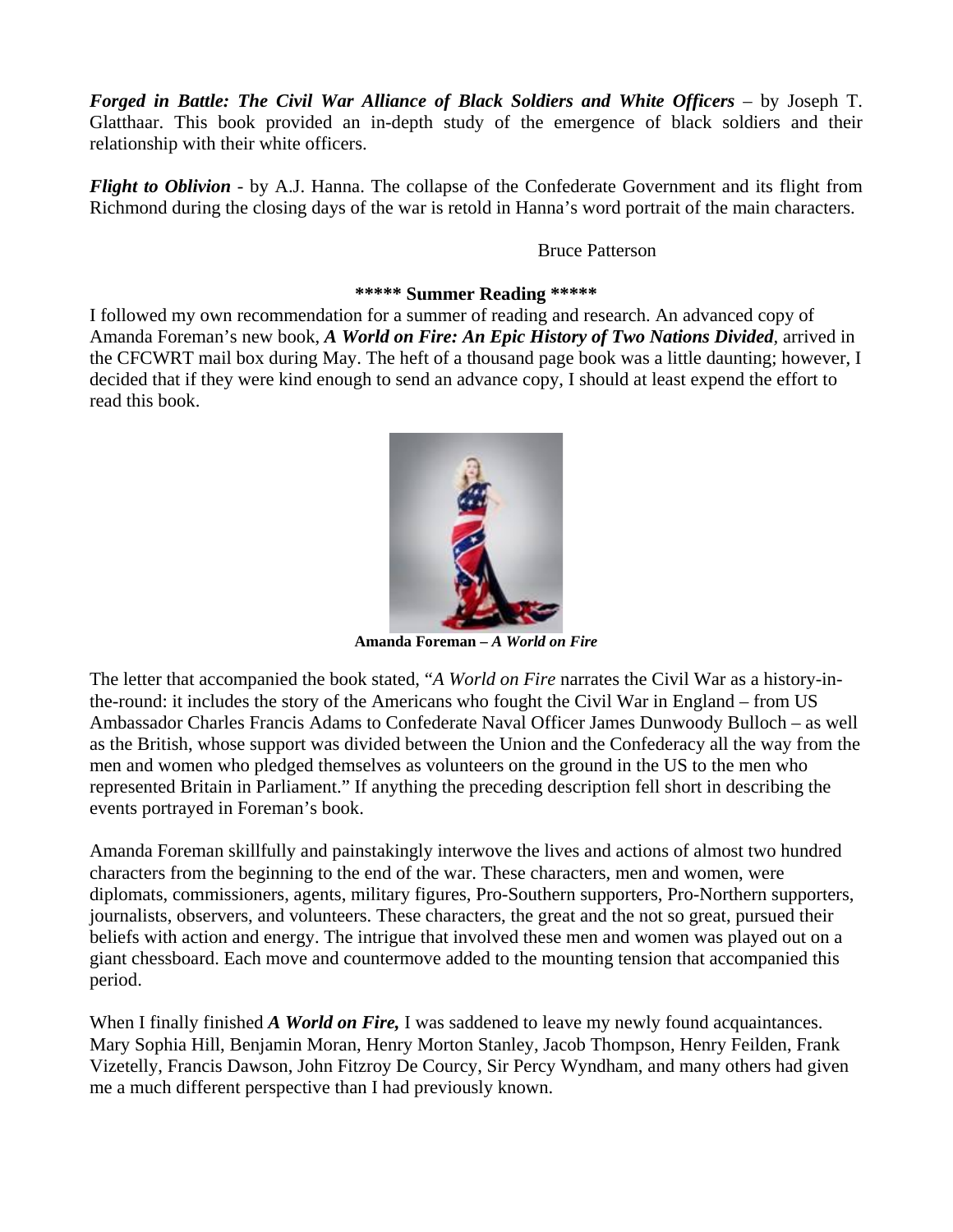***Forged in Battle: The Civil War Alliance of Black Soldiers and White Officers*** – by Joseph T. Glatthaar. This book provided an in-depth study of the emergence of black soldiers and their relationship with their white officers.

***Flight to Oblivion*** - by A.J. Hanna. The collapse of the Confederate Government and its flight from Richmond during the closing days of the war is retold in Hanna's word portrait of the main characters.

Bruce Patterson

**\*\*\*\*\* Summer Reading \*\*\*\*\***

I followed my own recommendation for a summer of reading and research. An advanced copy of Amanda Foreman's new book, ***A World on Fire: An Epic History of Two Nations Divided***, arrived in the CFCWRT mail box during May. The heft of a thousand page book was a little daunting; however, I decided that if they were kind enough to send an advance copy, I should at least expend the effort to read this book.

**Amanda Foreman – *A World on Fire***

The letter that accompanied the book stated, "*A World on Fire* narrates the Civil War as a history-in-the-round: it includes the story of the Americans who fought the Civil War in England – from US Ambassador Charles Francis Adams to Confederate Naval Officer James Dunwoody Bulloch – as well as the British, whose support was divided between the Union and the Confederacy all the way from the men and women who pledged themselves as volunteers on the ground in the US to the men who represented Britain in Parliament." If anything the preceding description fell short in describing the events portrayed in Foreman's book.

Amanda Foreman skillfully and painstakingly interwove the lives and actions of almost two hundred characters from the beginning to the end of the war. These characters, men and women, were diplomats, commissioners, agents, military figures, Pro-Southern supporters, Pro-Northern supporters, journalists, observers, and volunteers. These characters, the great and the not so great, pursued their beliefs with action and energy. The intrigue that involved these men and women was played out on a giant chessboard. Each move and countermove added to the mounting tension that accompanied this period.

When I finally finished ***A World on Fire,*** I was saddened to leave my newly found acquaintances. Mary Sophia Hill, Benjamin Moran, Henry Morton Stanley, Jacob Thompson, Henry Feilden, Frank Vizetelly, Francis Dawson, John Fitzroy De Courcy, Sir Percy Wyndham, and many others had given me a much different perspective than I had previously known.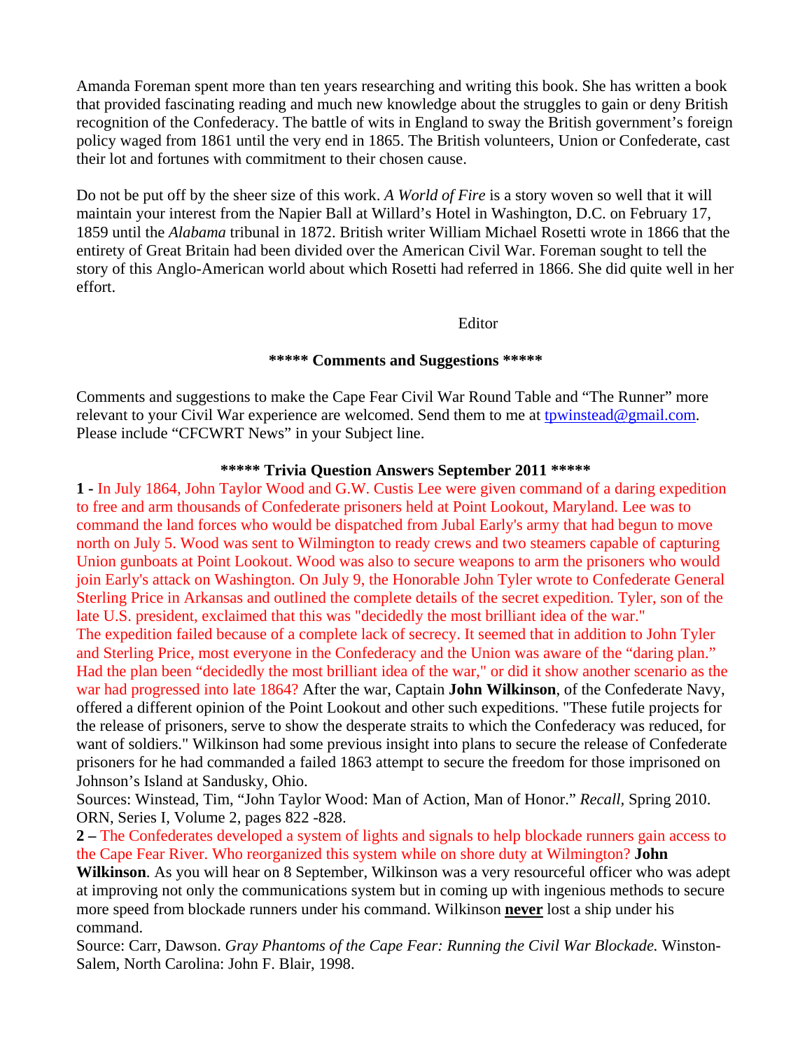Amanda Foreman spent more than ten years researching and writing this book. She has written a book that provided fascinating reading and much new knowledge about the struggles to gain or deny British recognition of the Confederacy. The battle of wits in England to sway the British government's foreign policy waged from 1861 until the very end in 1865. The British volunteers, Union or Confederate, cast their lot and fortunes with commitment to their chosen cause.

Do not be put off by the sheer size of this work. *A World of Fire* is a story woven so well that it will maintain your interest from the Napier Ball at Willard's Hotel in Washington, D.C. on February 17, 1859 until the *Alabama* tribunal in 1872. British writer William Michael Rosetti wrote in 1866 that the entirety of Great Britain had been divided over the American Civil War. Foreman sought to tell the story of this Anglo-American world about which Rosetti had referred in 1866. She did quite well in her effort.

Editor

**\*\*\*\*\* Comments and Suggestions \*\*\*\*\***

Comments and suggestions to make the Cape Fear Civil War Round Table and "The Runner" more relevant to your Civil War experience are welcomed. Send them to me at tpwinstead@gmail.com. Please include "CFCWRT News" in your Subject line.

**\*\*\*\*\* Trivia Question Answers September 2011 \*\*\*\*\***

**1 -** In July 1864, John Taylor Wood and G.W. Custis Lee were given command of a daring expedition to free and arm thousands of Confederate prisoners held at Point Lookout, Maryland. Lee was to command the land forces who would be dispatched from Jubal Early's army that had begun to move north on July 5. Wood was sent to Wilmington to ready crews and two steamers capable of capturing Union gunboats at Point Lookout. Wood was also to secure weapons to arm the prisoners who would join Early's attack on Washington. On July 9, the Honorable John Tyler wrote to Confederate General Sterling Price in Arkansas and outlined the complete details of the secret expedition. Tyler, son of the late U.S. president, exclaimed that this was "decidedly the most brilliant idea of the war." The expedition failed because of a complete lack of secrecy. It seemed that in addition to John Tyler and Sterling Price, most everyone in the Confederacy and the Union was aware of the "daring plan." Had the plan been "decidedly the most brilliant idea of the war," or did it show another scenario as the war had progressed into late 1864? After the war, Captain **John Wilkinson**, of the Confederate Navy, offered a different opinion of the Point Lookout and other such expeditions. "These futile projects for the release of prisoners, serve to show the desperate straits to which the Confederacy was reduced, for want of soldiers." Wilkinson had some previous insight into plans to secure the release of Confederate prisoners for he had commanded a failed 1863 attempt to secure the freedom for those imprisoned on Johnson's Island at Sandusky, Ohio.

Sources: Winstead, Tim, "John Taylor Wood: Man of Action, Man of Honor." *Recall,* Spring 2010. ORN, Series I, Volume 2, pages 822 -828.

**2 –** The Confederates developed a system of lights and signals to help blockade runners gain access to the Cape Fear River. Who reorganized this system while on shore duty at Wilmington? **John Wilkinson**. As you will hear on 8 September, Wilkinson was a very resourceful officer who was adept at improving not only the communications system but in coming up with ingenious methods to secure more speed from blockade runners under his command. Wilkinson **never** lost a ship under his command.

Source: Carr, Dawson. *Gray Phantoms of the Cape Fear: Running the Civil War Blockade.* Winston-Salem, North Carolina: John F. Blair, 1998.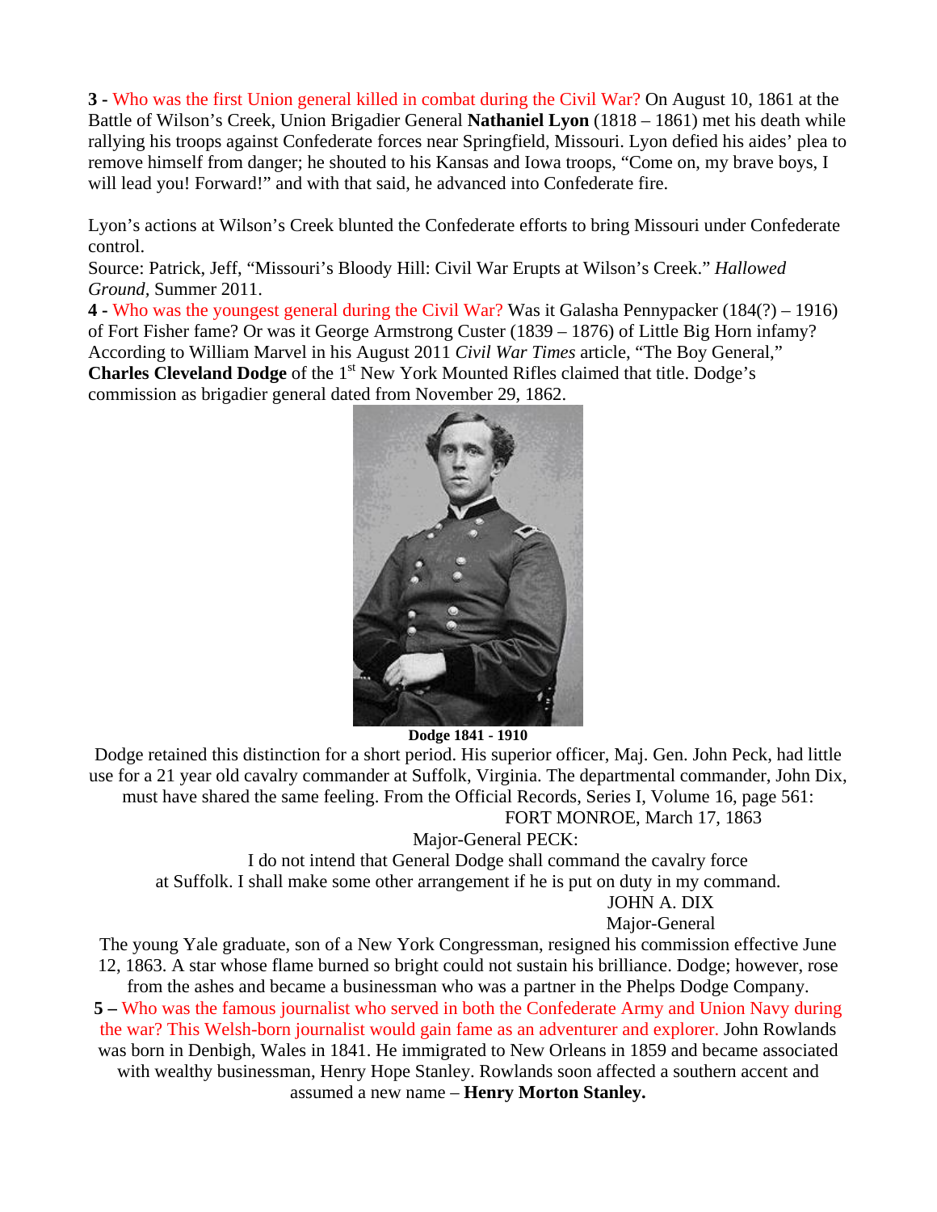**3 -** Who was the first Union general killed in combat during the Civil War? On August 10, 1861 at the Battle of Wilson's Creek, Union Brigadier General **Nathaniel Lyon** (1818 – 1861) met his death while rallying his troops against Confederate forces near Springfield, Missouri. Lyon defied his aides' plea to remove himself from danger; he shouted to his Kansas and Iowa troops, "Come on, my brave boys, I will lead you! Forward!" and with that said, he advanced into Confederate fire.

Lyon's actions at Wilson's Creek blunted the Confederate efforts to bring Missouri under Confederate control.

Source: Patrick, Jeff, "Missouri's Bloody Hill: Civil War Erupts at Wilson's Creek." *Hallowed Ground,* Summer 2011.

**4 -** Who was the youngest general during the Civil War? Was it Galasha Pennypacker (184(?) – 1916) of Fort Fisher fame? Or was it George Armstrong Custer (1839 – 1876) of Little Big Horn infamy? According to William Marvel in his August 2011 *Civil War Times* article, "The Boy General," **Charles Cleveland Dodge** of the 1st New York Mounted Rifles claimed that title. Dodge's commission as brigadier general dated from November 29, 1862.

**Dodge 1841 - 1910**

Dodge retained this distinction for a short period. His superior officer, Maj. Gen. John Peck, had little use for a 21 year old cavalry commander at Suffolk, Virginia. The departmental commander, John Dix, must have shared the same feeling. From the Official Records, Series I, Volume 16, page 561:

FORT MONROE, March 17, 1863

Major-General PECK:

I do not intend that General Dodge shall command the cavalry force at Suffolk. I shall make some other arrangement if he is put on duty in my command.

JOHN A. DIX
Major-General

The young Yale graduate, son of a New York Congressman, resigned his commission effective June 12, 1863. A star whose flame burned so bright could not sustain his brilliance. Dodge; however, rose from the ashes and became a businessman who was a partner in the Phelps Dodge Company.

**5 –** Who was the famous journalist who served in both the Confederate Army and Union Navy during the war? This Welsh-born journalist would gain fame as an adventurer and explorer. John Rowlands was born in Denbigh, Wales in 1841. He immigrated to New Orleans in 1859 and became associated with wealthy businessman, Henry Hope Stanley. Rowlands soon affected a southern accent and assumed a new name – **Henry Morton Stanley.**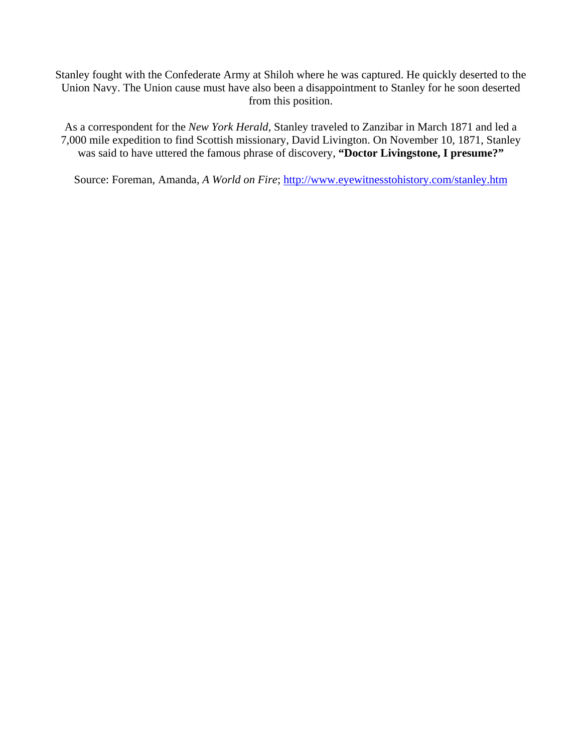Stanley fought with the Confederate Army at Shiloh where he was captured. He quickly deserted to the Union Navy. The Union cause must have also been a disappointment to Stanley for he soon deserted from this position.

As a correspondent for the *New York Herald*, Stanley traveled to Zanzibar in March 1871 and led a 7,000 mile expedition to find Scottish missionary, David Livington. On November 10, 1871, Stanley was said to have uttered the famous phrase of discovery, **"Doctor Livingstone, I presume?"**

Source: Foreman, Amanda, *A World on Fire*; http://www.eyewitnesstohistory.com/stanley.htm